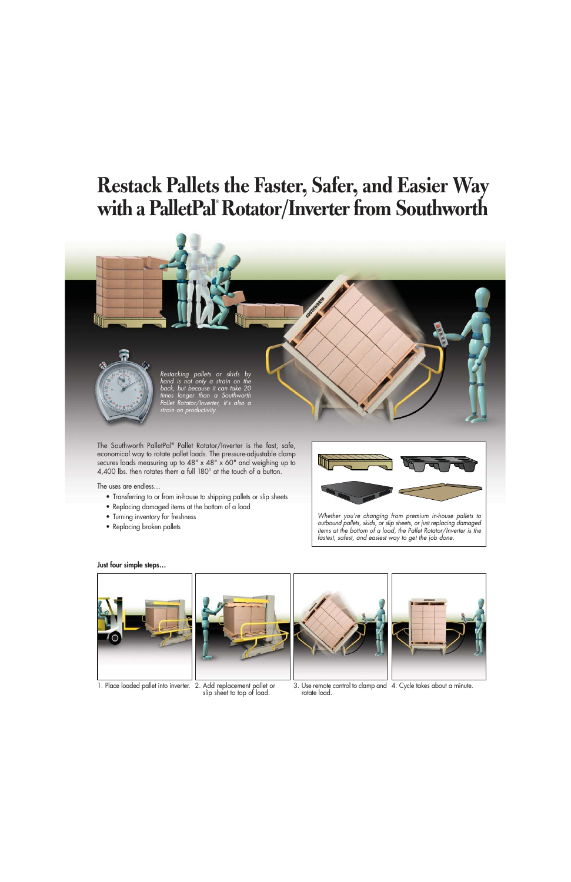# Restack Pallets the Faster, Safer, and Easier Way with a PalletPal® Rotator/Inverter from Southworth

*Restacking pallets or skids by hand is not only a strain on the back, but because it can take 20 times longer than a Southworth Pallet Rotator/Inverter, it's also a strain on productivity.*

The Southworth PalletPal® Pallet Rotator/Inverter is the fast, safe, economical way to rotate pallet loads. The pressure-adjustable clamp secures loads measuring up to 48" x 48" x 60" and weighing up to 4,400 lbs. then rotates them a full 180° at the touch of a button.

The uses are endless…

- Transferring to or from in-house to shipping pallets or slip sheets
- Replacing damaged items at the bottom of a load
- Turning inventory for freshness
- Replacing broken pallets

*Whether you're changing from premium in-house pallets to outbound pallets, skids, or slip sheets, or just replacing damaged items at the bottom of a load, the Pallet Rotator/Inverter is the fastest, safest, and easiest way to get the job done.*

**Just four simple steps…**

1. Place loaded pallet into inverter.
2. Add replacement pallet or slip sheet to top of load.
3. Use remote control to clamp and rotate load.
4. Cycle takes about a minute.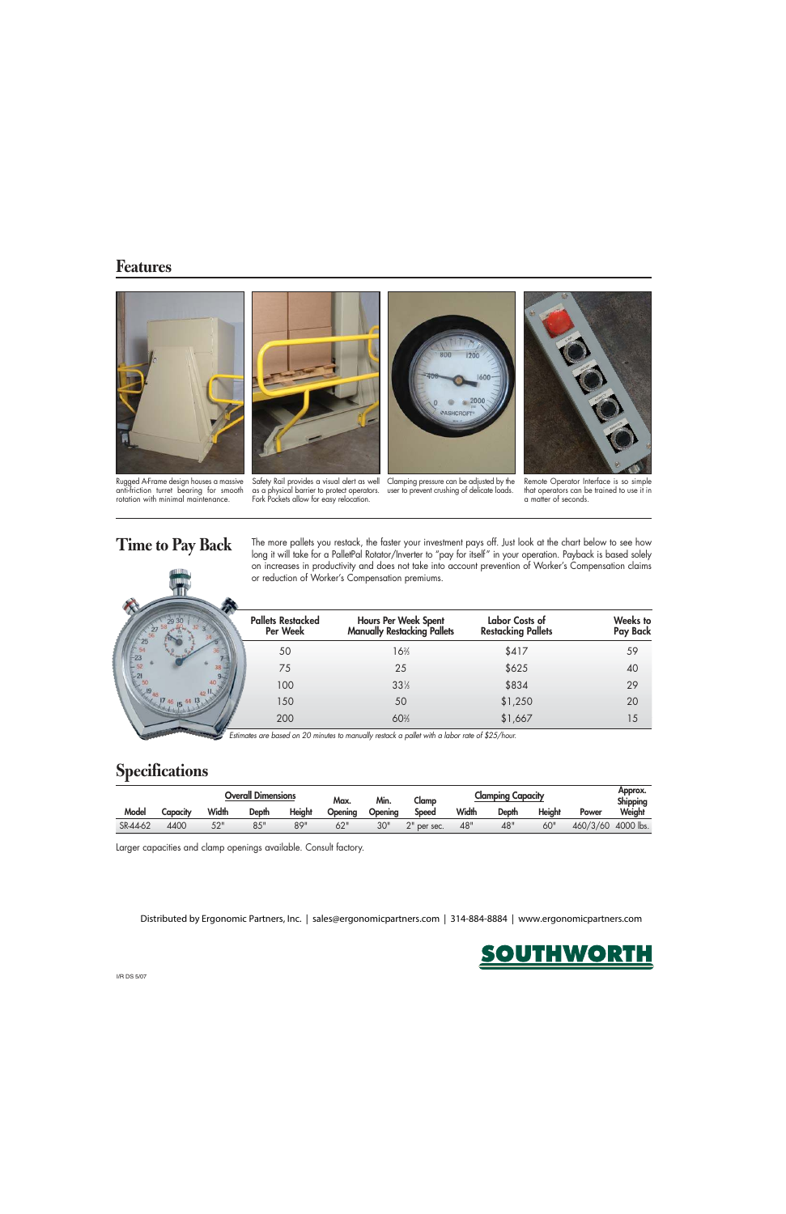## Features

Rugged A-Frame design houses a massive anti-friction turret bearing for smooth rotation with minimal maintenance.

Safety Rail provides a visual alert as well as a physical barrier to protect operators. Fork Pockets allow for easy relocation.

Clamping pressure can be adjusted by the user to prevent crushing of delicate loads.

Remote Operator Interface is so simple that operators can be trained to use it in a matter of seconds.

## Time to Pay Back

The more pallets you restack, the faster your investment pays off. Just look at the chart below to see how long it will take for a PalletPal Rotator/Inverter to "pay for itself" in your operation. Payback is based solely on increases in productivity and does not take into account prevention of Worker's Compensation claims or reduction of Worker's Compensation premiums.

| Pallets Restacked Per Week | Hours Per Week Spent Manually Restacking Pallets | Labor Costs of Restacking Pallets | Weeks to Pay Back |
|---|---|---|---|
| 50 | 16⅔ | $417 | 59 |
| 75 | 25 | $625 | 40 |
| 100 | 33⅓ | $834 | 29 |
| 150 | 50 | $1,250 | 20 |
| 200 | 60⅔ | $1,667 | 15 |

*Estimates are based on 20 minutes to manually restack a pallet with a labor rate of $25/hour.*

## Specifications

| | | Overall Dimensions | | | Max. | Min. | Clamp | Clamping Capacity | | | | Approx. Shipping |
|---|---|---|---|---|---|---|---|---|---|---|---|---|
| Model | Capacity | Width | Depth | Height | Opening | Opening | Speed | Width | Depth | Height | Power | Weight |
| SR-44-62 | 4400 | 52" | 85" | 89" | 62" | 30" | 2" per sec. | 48" | 48" | 60" | 460/3/60 | 4000 lbs. |

Larger capacities and clamp openings available. Consult factory.

Distributed by Ergonomic Partners, Inc. | sales@ergonomicpartners.com | 314-884-8884 | www.ergonomicpartners.com

SOUTHWORTH

I/R DS 5/07